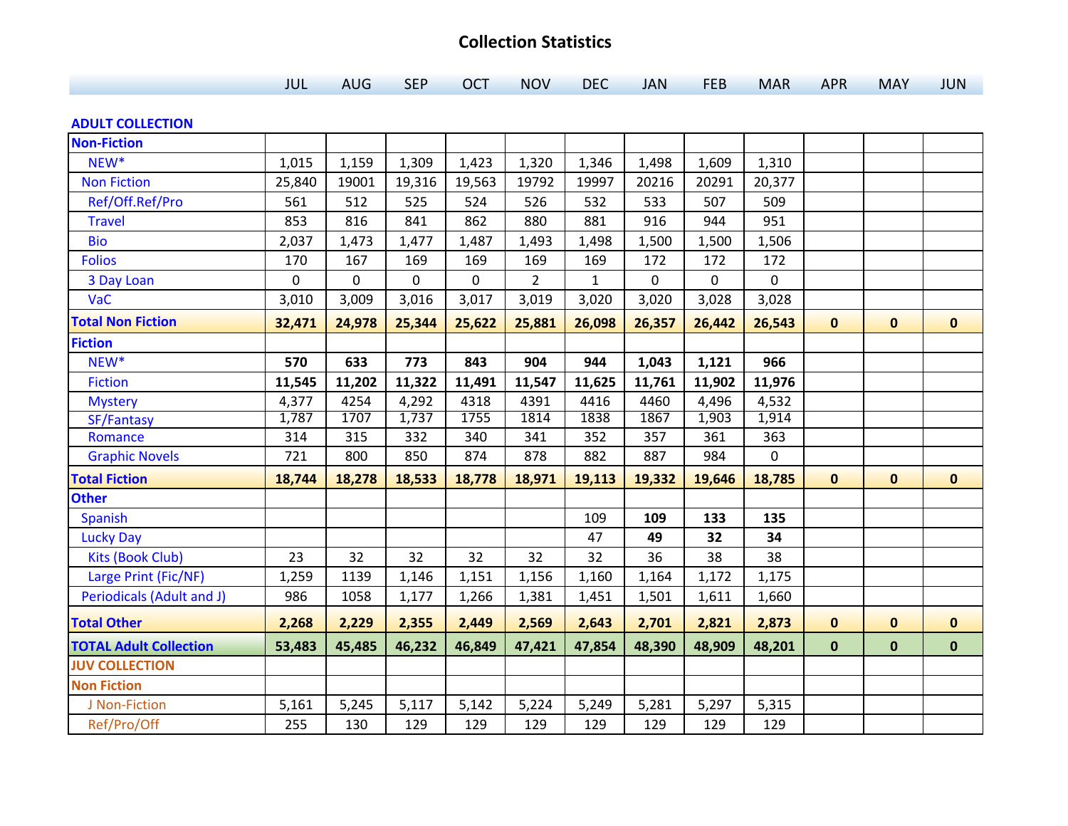# Collection Statistics

| | JUL | AUG | SEP | OCT | NOV | DEC | JAN | FEB | MAR | APR | MAY | JUN |
|---|---|---|---|---|---|---|---|---|---|---|---|---|
| **ADULT COLLECTION** | | | | | | | | | | | | |
| **Non-Fiction** | | | | | | | | | | | | |
| NEW* | 1,015 | 1,159 | 1,309 | 1,423 | 1,320 | 1,346 | 1,498 | 1,609 | 1,310 | | | |
| Non Fiction | 25,840 | 19001 | 19,316 | 19,563 | 19792 | 19997 | 20216 | 20291 | 20,377 | | | |
| Ref/Off.Ref/Pro | 561 | 512 | 525 | 524 | 526 | 532 | 533 | 507 | 509 | | | |
| Travel | 853 | 816 | 841 | 862 | 880 | 881 | 916 | 944 | 951 | | | |
| Bio | 2,037 | 1,473 | 1,477 | 1,487 | 1,493 | 1,498 | 1,500 | 1,500 | 1,506 | | | |
| Folios | 170 | 167 | 169 | 169 | 169 | 169 | 172 | 172 | 172 | | | |
| 3 Day Loan | 0 | 0 | 0 | 0 | 2 | 1 | 0 | 0 | 0 | | | |
| VaC | 3,010 | 3,009 | 3,016 | 3,017 | 3,019 | 3,020 | 3,020 | 3,028 | 3,028 | | | |
| **Total Non Fiction** | **32,471** | **24,978** | **25,344** | **25,622** | **25,881** | **26,098** | **26,357** | **26,442** | **26,543** | **0** | **0** | **0** |
| **Fiction** | | | | | | | | | | | | |
| NEW* | **570** | **633** | **773** | **843** | **904** | **944** | **1,043** | **1,121** | **966** | | | |
| Fiction | **11,545** | **11,202** | **11,322** | **11,491** | **11,547** | **11,625** | **11,761** | **11,902** | **11,976** | | | |
| Mystery | 4,377 | 4254 | 4,292 | 4318 | 4391 | 4416 | 4460 | 4,496 | 4,532 | | | |
| SF/Fantasy | 1,787 | 1707 | 1,737 | 1755 | 1814 | 1838 | 1867 | 1,903 | 1,914 | | | |
| Romance | 314 | 315 | 332 | 340 | 341 | 352 | 357 | 361 | 363 | | | |
| Graphic Novels | 721 | 800 | 850 | 874 | 878 | 882 | 887 | 984 | 0 | | | |
| **Total Fiction** | **18,744** | **18,278** | **18,533** | **18,778** | **18,971** | **19,113** | **19,332** | **19,646** | **18,785** | **0** | **0** | **0** |
| **Other** | | | | | | | | | | | | |
| Spanish | | | | | | 109 | **109** | **133** | **135** | | | |
| Lucky Day | | | | | | 47 | **49** | **32** | **34** | | | |
| Kits (Book Club) | 23 | 32 | 32 | 32 | 32 | 32 | 36 | 38 | 38 | | | |
| Large Print (Fic/NF) | 1,259 | 1139 | 1,146 | 1,151 | 1,156 | 1,160 | 1,164 | 1,172 | 1,175 | | | |
| Periodicals (Adult and J) | 986 | 1058 | 1,177 | 1,266 | 1,381 | 1,451 | 1,501 | 1,611 | 1,660 | | | |
| **Total Other** | **2,268** | **2,229** | **2,355** | **2,449** | **2,569** | **2,643** | **2,701** | **2,821** | **2,873** | **0** | **0** | **0** |
| **TOTAL Adult Collection** | **53,483** | **45,485** | **46,232** | **46,849** | **47,421** | **47,854** | **48,390** | **48,909** | **48,201** | **0** | **0** | **0** |
| **JUV COLLECTION** | | | | | | | | | | | | |
| **Non Fiction** | | | | | | | | | | | | |
| J Non-Fiction | 5,161 | 5,245 | 5,117 | 5,142 | 5,224 | 5,249 | 5,281 | 5,297 | 5,315 | | | |
| Ref/Pro/Off | 255 | 130 | 129 | 129 | 129 | 129 | 129 | 129 | 129 | | | |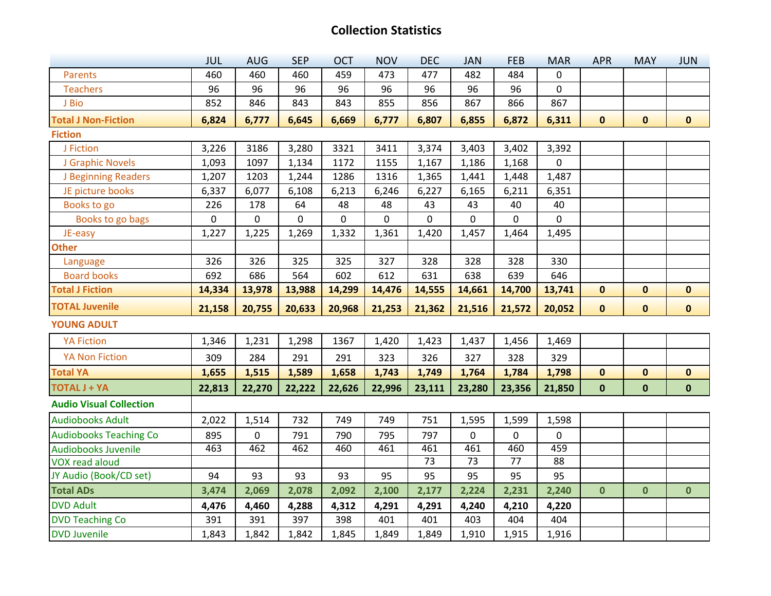# Collection Statistics

| | JUL | AUG | SEP | OCT | NOV | DEC | JAN | FEB | MAR | APR | MAY | JUN |
|---|---|---|---|---|---|---|---|---|---|---|---|---|
| Parents | 460 | 460 | 460 | 459 | 473 | 477 | 482 | 484 | 0 | | | |
| Teachers | 96 | 96 | 96 | 96 | 96 | 96 | 96 | 96 | 0 | | | |
| J Bio | 852 | 846 | 843 | 843 | 855 | 856 | 867 | 866 | 867 | | | |
| **Total J Non-Fiction** | **6,824** | **6,777** | **6,645** | **6,669** | **6,777** | **6,807** | **6,855** | **6,872** | **6,311** | **0** | **0** | **0** |
| **Fiction** | | | | | | | | | | | | |
| J Fiction | 3,226 | 3186 | 3,280 | 3321 | 3411 | 3,374 | 3,403 | 3,402 | 3,392 | | | |
| J Graphic Novels | 1,093 | 1097 | 1,134 | 1172 | 1155 | 1,167 | 1,186 | 1,168 | 0 | | | |
| J Beginning Readers | 1,207 | 1203 | 1,244 | 1286 | 1316 | 1,365 | 1,441 | 1,448 | 1,487 | | | |
| JE picture books | 6,337 | 6,077 | 6,108 | 6,213 | 6,246 | 6,227 | 6,165 | 6,211 | 6,351 | | | |
| Books to go | 226 | 178 | 64 | 48 | 48 | 43 | 43 | 40 | 40 | | | |
| Books to go bags | 0 | 0 | 0 | 0 | 0 | 0 | 0 | 0 | 0 | | | |
| JE-easy | 1,227 | 1,225 | 1,269 | 1,332 | 1,361 | 1,420 | 1,457 | 1,464 | 1,495 | | | |
| **Other** | | | | | | | | | | | | |
| Language | 326 | 326 | 325 | 325 | 327 | 328 | 328 | 328 | 330 | | | |
| Board books | 692 | 686 | 564 | 602 | 612 | 631 | 638 | 639 | 646 | | | |
| **Total J Fiction** | **14,334** | **13,978** | **13,988** | **14,299** | **14,476** | **14,555** | **14,661** | **14,700** | **13,741** | **0** | **0** | **0** |
| **TOTAL Juvenile** | **21,158** | **20,755** | **20,633** | **20,968** | **21,253** | **21,362** | **21,516** | **21,572** | **20,052** | **0** | **0** | **0** |
| **YOUNG ADULT** | | | | | | | | | | | | |
| YA Fiction | 1,346 | 1,231 | 1,298 | 1367 | 1,420 | 1,423 | 1,437 | 1,456 | 1,469 | | | |
| YA Non Fiction | 309 | 284 | 291 | 291 | 323 | 326 | 327 | 328 | 329 | | | |
| **Total YA** | **1,655** | **1,515** | **1,589** | **1,658** | **1,743** | **1,749** | **1,764** | **1,784** | **1,798** | **0** | **0** | **0** |
| **TOTAL J + YA** | **22,813** | **22,270** | **22,222** | **22,626** | **22,996** | **23,111** | **23,280** | **23,356** | **21,850** | **0** | **0** | **0** |
| **Audio Visual Collection** | | | | | | | | | | | | |
| Audiobooks Adult | 2,022 | 1,514 | 732 | 749 | 749 | 751 | 1,595 | 1,599 | 1,598 | | | |
| Audiobooks Teaching Co | 895 | 0 | 791 | 790 | 795 | 797 | 0 | 0 | 0 | | | |
| Audiobooks Juvenile | 463 | 462 | 462 | 460 | 461 | 461 | 461 | 460 | 459 | | | |
| VOX read aloud | | | | | | 73 | 73 | 77 | 88 | | | |
| JY Audio (Book/CD set) | 94 | 93 | 93 | 93 | 95 | 95 | 95 | 95 | 95 | | | |
| **Total ADs** | **3,474** | **2,069** | **2,078** | **2,092** | **2,100** | **2,177** | **2,224** | **2,231** | **2,240** | **0** | **0** | **0** |
| DVD Adult | **4,476** | **4,460** | **4,288** | **4,312** | **4,291** | **4,291** | **4,240** | **4,210** | **4,220** | | | |
| DVD Teaching Co | 391 | 391 | 397 | 398 | 401 | 401 | 403 | 404 | 404 | | | |
| DVD Juvenile | 1,843 | 1,842 | 1,842 | 1,845 | 1,849 | 1,849 | 1,910 | 1,915 | 1,916 | | | |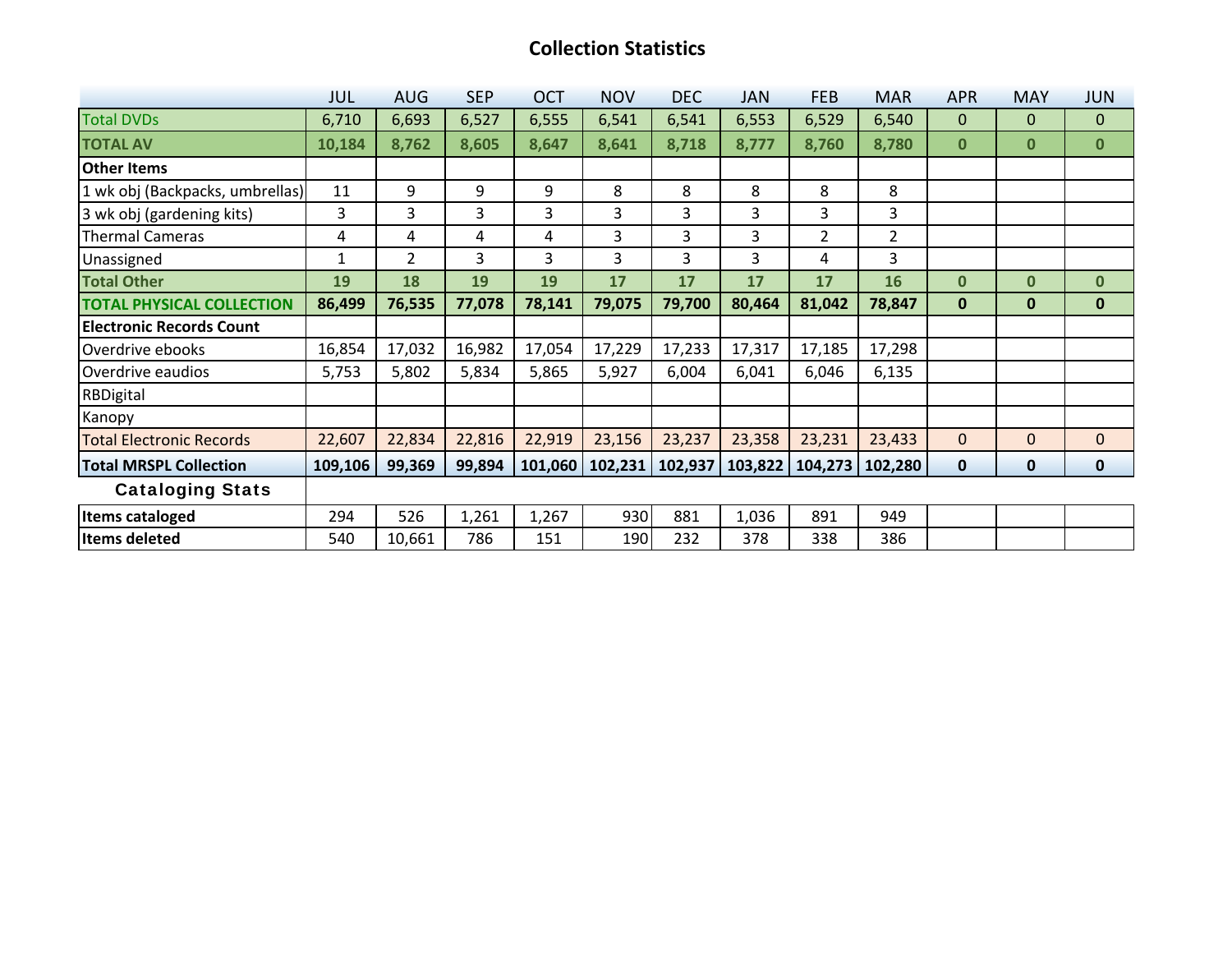## Collection Statistics

| | JUL | AUG | SEP | OCT | NOV | DEC | JAN | FEB | MAR | APR | MAY | JUN |
|---|---|---|---|---|---|---|---|---|---|---|---|---|
| Total DVDs | 6,710 | 6,693 | 6,527 | 6,555 | 6,541 | 6,541 | 6,553 | 6,529 | 6,540 | 0 | 0 | 0 |
| **TOTAL AV** | **10,184** | **8,762** | **8,605** | **8,647** | **8,641** | **8,718** | **8,777** | **8,760** | **8,780** | **0** | **0** | **0** |
| **Other Items** | | | | | | | | | | | | |
| 1 wk obj (Backpacks, umbrellas) | 11 | 9 | 9 | 9 | 8 | 8 | 8 | 8 | 8 | | | |
| 3 wk obj (gardening kits) | 3 | 3 | 3 | 3 | 3 | 3 | 3 | 3 | 3 | | | |
| Thermal Cameras | 4 | 4 | 4 | 4 | 3 | 3 | 3 | 2 | 2 | | | |
| Unassigned | 1 | 2 | 3 | 3 | 3 | 3 | 3 | 4 | 3 | | | |
| **Total Other** | **19** | **18** | **19** | **19** | **17** | **17** | **17** | **17** | **16** | **0** | **0** | **0** |
| **TOTAL PHYSICAL COLLECTION** | **86,499** | **76,535** | **77,078** | **78,141** | **79,075** | **79,700** | **80,464** | **81,042** | **78,847** | **0** | **0** | **0** |
| **Electronic Records Count** | | | | | | | | | | | | |
| Overdrive ebooks | 16,854 | 17,032 | 16,982 | 17,054 | 17,229 | 17,233 | 17,317 | 17,185 | 17,298 | | | |
| Overdrive eaudios | 5,753 | 5,802 | 5,834 | 5,865 | 5,927 | 6,004 | 6,041 | 6,046 | 6,135 | | | |
| RBDigital | | | | | | | | | | | | |
| Kanopy | | | | | | | | | | | | |
| Total Electronic Records | 22,607 | 22,834 | 22,816 | 22,919 | 23,156 | 23,237 | 23,358 | 23,231 | 23,433 | 0 | 0 | 0 |
| **Total MRSPL Collection** | **109,106** | **99,369** | **99,894** | **101,060** | **102,231** | **102,937** | **103,822** | **104,273** | **102,280** | **0** | **0** | **0** |
| **Cataloging Stats** | | | | | | | | | | | | |
| **Items cataloged** | 294 | 526 | 1,261 | 1,267 | 930 | 881 | 1,036 | 891 | 949 | | | |
| **Items deleted** | 540 | 10,661 | 786 | 151 | 190 | 232 | 378 | 338 | 386 | | | |